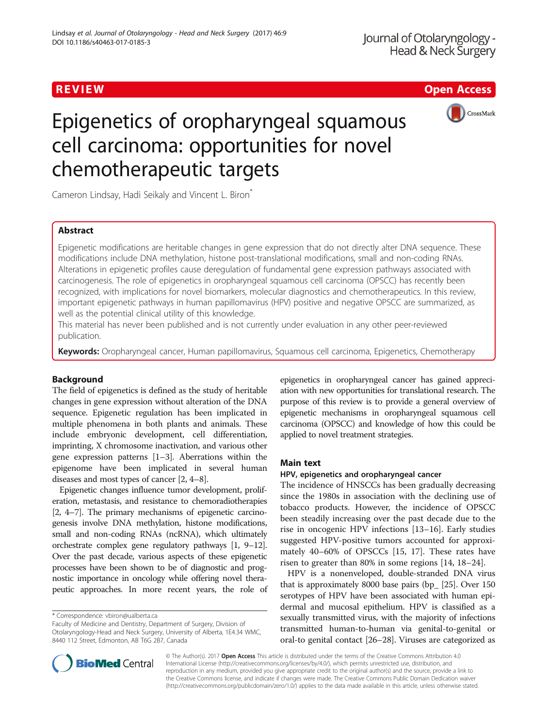REVIEW Open Access

# Epigenetics of oropharyngeal squamous cell carcinoma: opportunities for novel chemotherapeutic targets

Cameron Lindsay, Hadi Seikaly and Vincent L. Biron*

## Abstract

Epigenetic modifications are heritable changes in gene expression that do not directly alter DNA sequence. These modifications include DNA methylation, histone post-translational modifications, small and non-coding RNAs. Alterations in epigenetic profiles cause deregulation of fundamental gene expression pathways associated with carcinogenesis. The role of epigenetics in oropharyngeal squamous cell carcinoma (OPSCC) has recently been recognized, with implications for novel biomarkers, molecular diagnostics and chemotherapeutics. In this review, important epigenetic pathways in human papillomavirus (HPV) positive and negative OPSCC are summarized, as well as the potential clinical utility of this knowledge.

This material has never been published and is not currently under evaluation in any other peer-reviewed publication.

**Keywords:** Oropharyngeal cancer, Human papillomavirus, Squamous cell carcinoma, Epigenetics, Chemotherapy

## Background

The field of epigenetics is defined as the study of heritable changes in gene expression without alteration of the DNA sequence. Epigenetic regulation has been implicated in multiple phenomena in both plants and animals. These include embryonic development, cell differentiation, imprinting, X chromosome inactivation, and various other gene expression patterns [1–3]. Aberrations within the epigenome have been implicated in several human diseases and most types of cancer [2, 4–8].

Epigenetic changes influence tumor development, proliferation, metastasis, and resistance to chemoradiotherapies [2, 4–7]. The primary mechanisms of epigenetic carcinogenesis involve DNA methylation, histone modifications, small and non-coding RNAs (ncRNA), which ultimately orchestrate complex gene regulatory pathways [1, 9–12]. Over the past decade, various aspects of these epigenetic processes have been shown to be of diagnostic and prognostic importance in oncology while offering novel therapeutic approaches. In more recent years, the role of epigenetics in oropharyngeal cancer has gained appreciation with new opportunities for translational research. The purpose of this review is to provide a general overview of epigenetic mechanisms in oropharyngeal squamous cell carcinoma (OPSCC) and knowledge of how this could be applied to novel treatment strategies.

## Main text

### HPV, epigenetics and oropharyngeal cancer

The incidence of HNSCCs has been gradually decreasing since the 1980s in association with the declining use of tobacco products. However, the incidence of OPSCC been steadily increasing over the past decade due to the rise in oncogenic HPV infections [13–16]. Early studies suggested HPV-positive tumors accounted for approximately 40–60% of OPSCCs [15, 17]. These rates have risen to greater than 80% in some regions [14, 18–24].

HPV is a nonenveloped, double-stranded DNA virus that is approximately 8000 base pairs (bp_ [25]. Over 150 serotypes of HPV have been associated with human epidermal and mucosal epithelium. HPV is classified as a sexually transmitted virus, with the majority of infections transmitted human-to-human via genital-to-genital or oral-to genital contact [26–28]. Viruses are categorized as

* Correspondence: vbiron@ualberta.ca
Faculty of Medicine and Dentistry, Department of Surgery, Division of Otolaryngology-Head and Neck Surgery, University of Alberta, 1E4.34 WMC, 8440 112 Street, Edmonton, AB T6G 2B7, Canada

© The Author(s). 2017 **Open Access** This article is distributed under the terms of the Creative Commons Attribution 4.0 International License (http://creativecommons.org/licenses/by/4.0/), which permits unrestricted use, distribution, and reproduction in any medium, provided you give appropriate credit to the original author(s) and the source, provide a link to the Creative Commons license, and indicate if changes were made. The Creative Commons Public Domain Dedication waiver (http://creativecommons.org/publicdomain/zero/1.0/) applies to the data made available in this article, unless otherwise stated.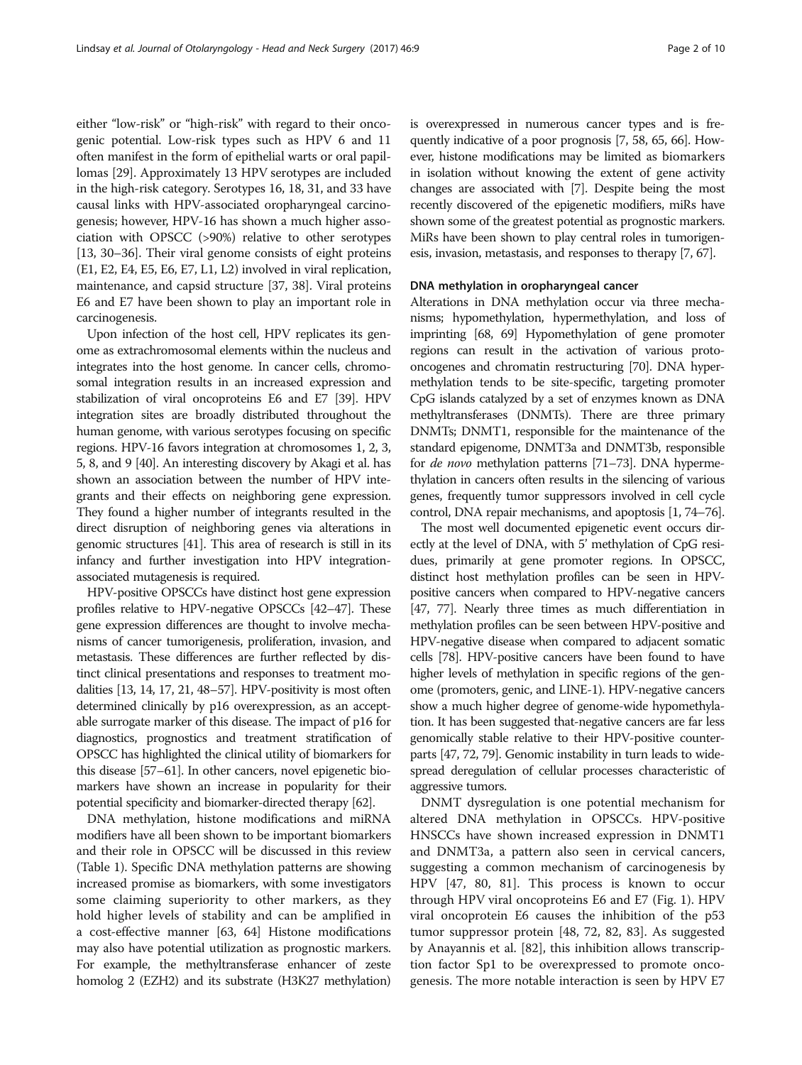either "low-risk" or "high-risk" with regard to their oncogenic potential. Low-risk types such as HPV 6 and 11 often manifest in the form of epithelial warts or oral papillomas [29]. Approximately 13 HPV serotypes are included in the high-risk category. Serotypes 16, 18, 31, and 33 have causal links with HPV-associated oropharyngeal carcinogenesis; however, HPV-16 has shown a much higher association with OPSCC (>90%) relative to other serotypes [13, 30–36]. Their viral genome consists of eight proteins (E1, E2, E4, E5, E6, E7, L1, L2) involved in viral replication, maintenance, and capsid structure [37, 38]. Viral proteins E6 and E7 have been shown to play an important role in carcinogenesis.

Upon infection of the host cell, HPV replicates its genome as extrachromosomal elements within the nucleus and integrates into the host genome. In cancer cells, chromosomal integration results in an increased expression and stabilization of viral oncoproteins E6 and E7 [39]. HPV integration sites are broadly distributed throughout the human genome, with various serotypes focusing on specific regions. HPV-16 favors integration at chromosomes 1, 2, 3, 5, 8, and 9 [40]. An interesting discovery by Akagi et al. has shown an association between the number of HPV integrants and their effects on neighboring gene expression. They found a higher number of integrants resulted in the direct disruption of neighboring genes via alterations in genomic structures [41]. This area of research is still in its infancy and further investigation into HPV integration-associated mutagenesis is required.

HPV-positive OPSCCs have distinct host gene expression profiles relative to HPV-negative OPSCCs [42–47]. These gene expression differences are thought to involve mechanisms of cancer tumorigenesis, proliferation, invasion, and metastasis. These differences are further reflected by distinct clinical presentations and responses to treatment modalities [13, 14, 17, 21, 48–57]. HPV-positivity is most often determined clinically by p16 overexpression, as an acceptable surrogate marker of this disease. The impact of p16 for diagnostics, prognostics and treatment stratification of OPSCC has highlighted the clinical utility of biomarkers for this disease [57–61]. In other cancers, novel epigenetic biomarkers have shown an increase in popularity for their potential specificity and biomarker-directed therapy [62].

DNA methylation, histone modifications and miRNA modifiers have all been shown to be important biomarkers and their role in OPSCC will be discussed in this review (Table 1). Specific DNA methylation patterns are showing increased promise as biomarkers, with some investigators some claiming superiority to other markers, as they hold higher levels of stability and can be amplified in a cost-effective manner [63, 64] Histone modifications may also have potential utilization as prognostic markers. For example, the methyltransferase enhancer of zeste homolog 2 (EZH2) and its substrate (H3K27 methylation) is overexpressed in numerous cancer types and is frequently indicative of a poor prognosis [7, 58, 65, 66]. However, histone modifications may be limited as biomarkers in isolation without knowing the extent of gene activity changes are associated with [7]. Despite being the most recently discovered of the epigenetic modifiers, miRs have shown some of the greatest potential as prognostic markers. MiRs have been shown to play central roles in tumorigenesis, invasion, metastasis, and responses to therapy [7, 67].

#### DNA methylation in oropharyngeal cancer

Alterations in DNA methylation occur via three mechanisms; hypomethylation, hypermethylation, and loss of imprinting [68, 69] Hypomethylation of gene promoter regions can result in the activation of various proto-oncogenes and chromatin restructuring [70]. DNA hypermethylation tends to be site-specific, targeting promoter CpG islands catalyzed by a set of enzymes known as DNA methyltransferases (DNMTs). There are three primary DNMTs; DNMT1, responsible for the maintenance of the standard epigenome, DNMT3a and DNMT3b, responsible for *de novo* methylation patterns [71–73]. DNA hypermethylation in cancers often results in the silencing of various genes, frequently tumor suppressors involved in cell cycle control, DNA repair mechanisms, and apoptosis [1, 74–76].

The most well documented epigenetic event occurs directly at the level of DNA, with 5′ methylation of CpG residues, primarily at gene promoter regions. In OPSCC, distinct host methylation profiles can be seen in HPV-positive cancers when compared to HPV-negative cancers [47, 77]. Nearly three times as much differentiation in methylation profiles can be seen between HPV-positive and HPV-negative disease when compared to adjacent somatic cells [78]. HPV-positive cancers have been found to have higher levels of methylation in specific regions of the genome (promoters, genic, and LINE-1). HPV-negative cancers show a much higher degree of genome-wide hypomethylation. It has been suggested that-negative cancers are far less genomically stable relative to their HPV-positive counterparts [47, 72, 79]. Genomic instability in turn leads to widespread deregulation of cellular processes characteristic of aggressive tumors.

DNMT dysregulation is one potential mechanism for altered DNA methylation in OPSCCs. HPV-positive HNSCCs have shown increased expression in DNMT1 and DNMT3a, a pattern also seen in cervical cancers, suggesting a common mechanism of carcinogenesis by HPV [47, 80, 81]. This process is known to occur through HPV viral oncoproteins E6 and E7 (Fig. 1). HPV viral oncoprotein E6 causes the inhibition of the p53 tumor suppressor protein [48, 72, 82, 83]. As suggested by Anayannis et al. [82], this inhibition allows transcription factor Sp1 to be overexpressed to promote oncogenesis. The more notable interaction is seen by HPV E7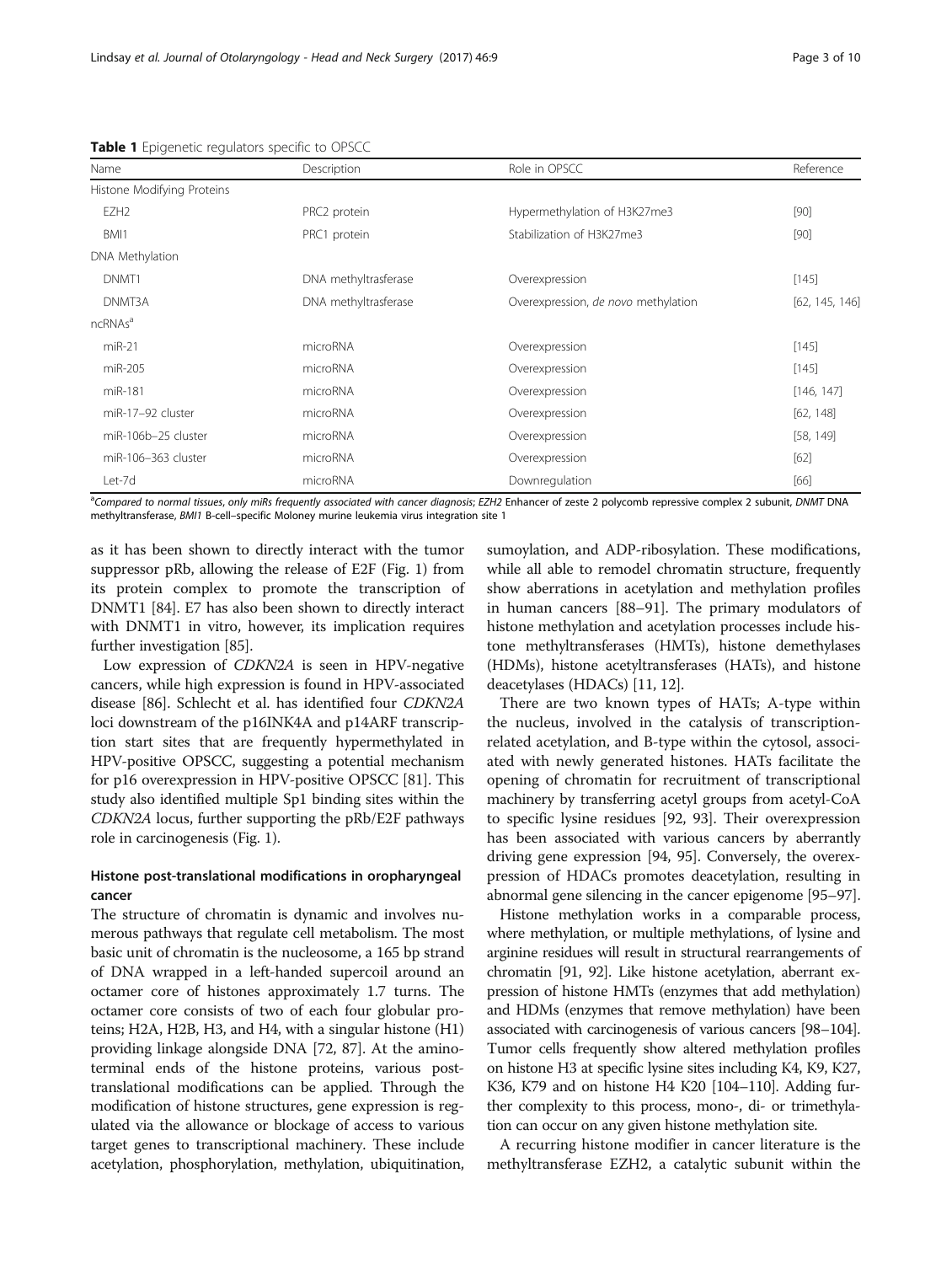**Table 1** Epigenetic regulators specific to OPSCC

| Name | Description | Role in OPSCC | Reference |
|---|---|---|---|
| Histone Modifying Proteins | | | |
| EZH2 | PRC2 protein | Hypermethylation of H3K27me3 | [90] |
| BMI1 | PRC1 protein | Stabilization of H3K27me3 | [90] |
| DNA Methylation | | | |
| DNMT1 | DNA methyltrasferase | Overexpression | [145] |
| DNMT3A | DNA methyltrasferase | Overexpression, *de novo* methylation | [62, 145, 146] |
| ncRNAs[a] | | | |
| miR-21 | microRNA | Overexpression | [145] |
| miR-205 | microRNA | Overexpression | [145] |
| miR-181 | microRNA | Overexpression | [146, 147] |
| miR-17–92 cluster | microRNA | Overexpression | [62, 148] |
| miR-106b–25 cluster | microRNA | Overexpression | [58, 149] |
| miR-106–363 cluster | microRNA | Overexpression | [62] |
| Let-7d | microRNA | Downregulation | [66] |

[a]Compared to normal tissues, only miRs frequently associated with cancer diagnosis; *EZH2* Enhancer of zeste 2 polycomb repressive complex 2 subunit, *DNMT* DNA methyltransferase, *BMI1* B-cell–specific Moloney murine leukemia virus integration site 1

as it has been shown to directly interact with the tumor suppressor pRb, allowing the release of E2F (Fig. 1) from its protein complex to promote the transcription of DNMT1 [84]. E7 has also been shown to directly interact with DNMT1 in vitro, however, its implication requires further investigation [85].

Low expression of *CDKN2A* is seen in HPV-negative cancers, while high expression is found in HPV-associated disease [86]. Schlecht et al. has identified four *CDKN2A* loci downstream of the p16INK4A and p14ARF transcription start sites that are frequently hypermethylated in HPV-positive OPSCC, suggesting a potential mechanism for p16 overexpression in HPV-positive OPSCC [81]. This study also identified multiple Sp1 binding sites within the *CDKN2A* locus, further supporting the pRb/E2F pathways role in carcinogenesis (Fig. 1).

## Histone post-translational modifications in oropharyngeal cancer

The structure of chromatin is dynamic and involves numerous pathways that regulate cell metabolism. The most basic unit of chromatin is the nucleosome, a 165 bp strand of DNA wrapped in a left-handed supercoil around an octamer core of histones approximately 1.7 turns. The octamer core consists of two of each four globular proteins; H2A, H2B, H3, and H4, with a singular histone (H1) providing linkage alongside DNA [72, 87]. At the amino-terminal ends of the histone proteins, various post-translational modifications can be applied. Through the modification of histone structures, gene expression is regulated via the allowance or blockage of access to various target genes to transcriptional machinery. These include acetylation, phosphorylation, methylation, ubiquitination, sumoylation, and ADP-ribosylation. These modifications, while all able to remodel chromatin structure, frequently show aberrations in acetylation and methylation profiles in human cancers [88–91]. The primary modulators of histone methylation and acetylation processes include histone methyltransferases (HMTs), histone demethylases (HDMs), histone acetyltransferases (HATs), and histone deacetylases (HDACs) [11, 12].

There are two known types of HATs; A-type within the nucleus, involved in the catalysis of transcription-related acetylation, and B-type within the cytosol, associated with newly generated histones. HATs facilitate the opening of chromatin for recruitment of transcriptional machinery by transferring acetyl groups from acetyl-CoA to specific lysine residues [92, 93]. Their overexpression has been associated with various cancers by aberrantly driving gene expression [94, 95]. Conversely, the overexpression of HDACs promotes deacetylation, resulting in abnormal gene silencing in the cancer epigenome [95–97].

Histone methylation works in a comparable process, where methylation, or multiple methylations, of lysine and arginine residues will result in structural rearrangements of chromatin [91, 92]. Like histone acetylation, aberrant expression of histone HMTs (enzymes that add methylation) and HDMs (enzymes that remove methylation) have been associated with carcinogenesis of various cancers [98–104]. Tumor cells frequently show altered methylation profiles on histone H3 at specific lysine sites including K4, K9, K27, K36, K79 and on histone H4 K20 [104–110]. Adding further complexity to this process, mono-, di- or trimethylation can occur on any given histone methylation site.

A recurring histone modifier in cancer literature is the methyltransferase EZH2, a catalytic subunit within the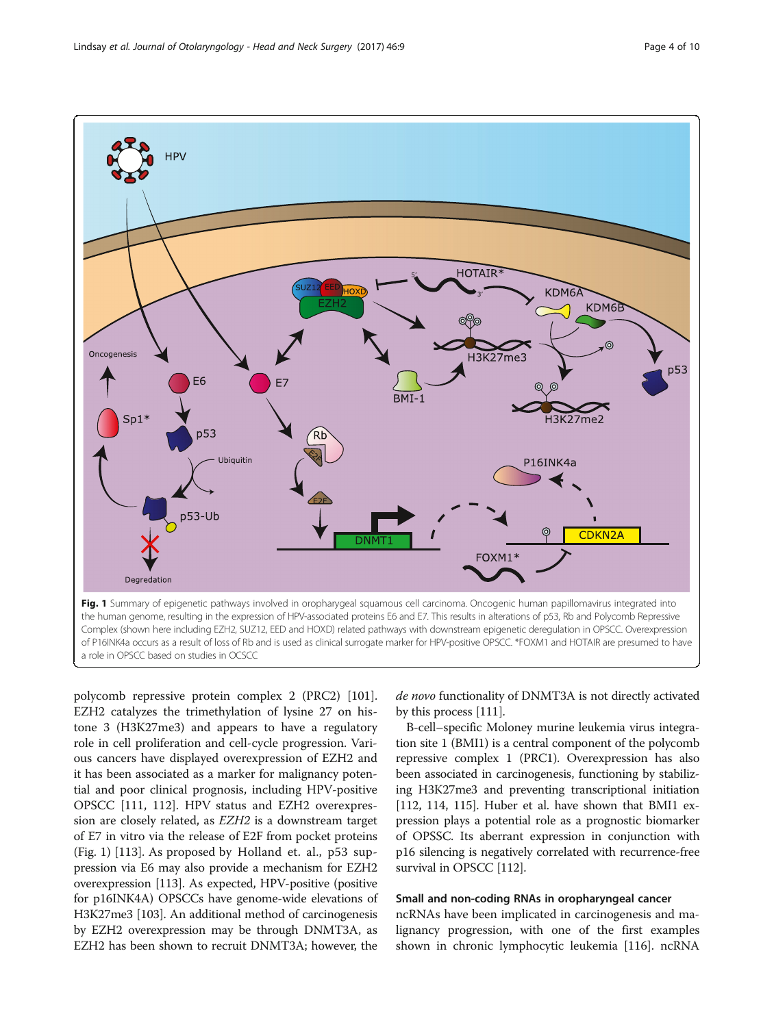**Fig. 1** Summary of epigenetic pathways involved in oropharygeal squamous cell carcinoma. Oncogenic human papillomavirus integrated into the human genome, resulting in the expression of HPV-associated proteins E6 and E7. This results in alterations of p53, Rb and Polycomb Repressive Complex (shown here including EZH2, SUZ12, EED and HOXD) related pathways with downstream epigenetic deregulation in OPSCC. Overexpression of P16INK4a occurs as a result of loss of Rb and is used as clinical surrogate marker for HPV-positive OPSCC. *FOXM1 and HOTAIR are presumed to have a role in OPSCC based on studies in OCSCC

polycomb repressive protein complex 2 (PRC2) [101]. EZH2 catalyzes the trimethylation of lysine 27 on histone 3 (H3K27me3) and appears to have a regulatory role in cell proliferation and cell-cycle progression. Various cancers have displayed overexpression of EZH2 and it has been associated as a marker for malignancy potential and poor clinical prognosis, including HPV-positive OPSCC [111, 112]. HPV status and EZH2 overexpression are closely related, as *EZH2* is a downstream target of E7 in vitro via the release of E2F from pocket proteins (Fig. 1) [113]. As proposed by Holland et. al., p53 suppression via E6 may also provide a mechanism for EZH2 overexpression [113]. As expected, HPV-positive (positive for p16INK4A) OPSCCs have genome-wide elevations of H3K27me3 [103]. An additional method of carcinogenesis by EZH2 overexpression may be through DNMT3A, as EZH2 has been shown to recruit DNMT3A; however, the *de novo* functionality of DNMT3A is not directly activated by this process [111].

B-cell–specific Moloney murine leukemia virus integration site 1 (BMI1) is a central component of the polycomb repressive complex 1 (PRC1). Overexpression has also been associated in carcinogenesis, functioning by stabilizing H3K27me3 and preventing transcriptional initiation [112, 114, 115]. Huber et al. have shown that BMI1 expression plays a potential role as a prognostic biomarker of OPSSC. Its aberrant expression in conjunction with p16 silencing is negatively correlated with recurrence-free survival in OPSCC [112].

### Small and non-coding RNAs in oropharyngeal cancer

ncRNAs have been implicated in carcinogenesis and malignancy progression, with one of the first examples shown in chronic lymphocytic leukemia [116]. ncRNA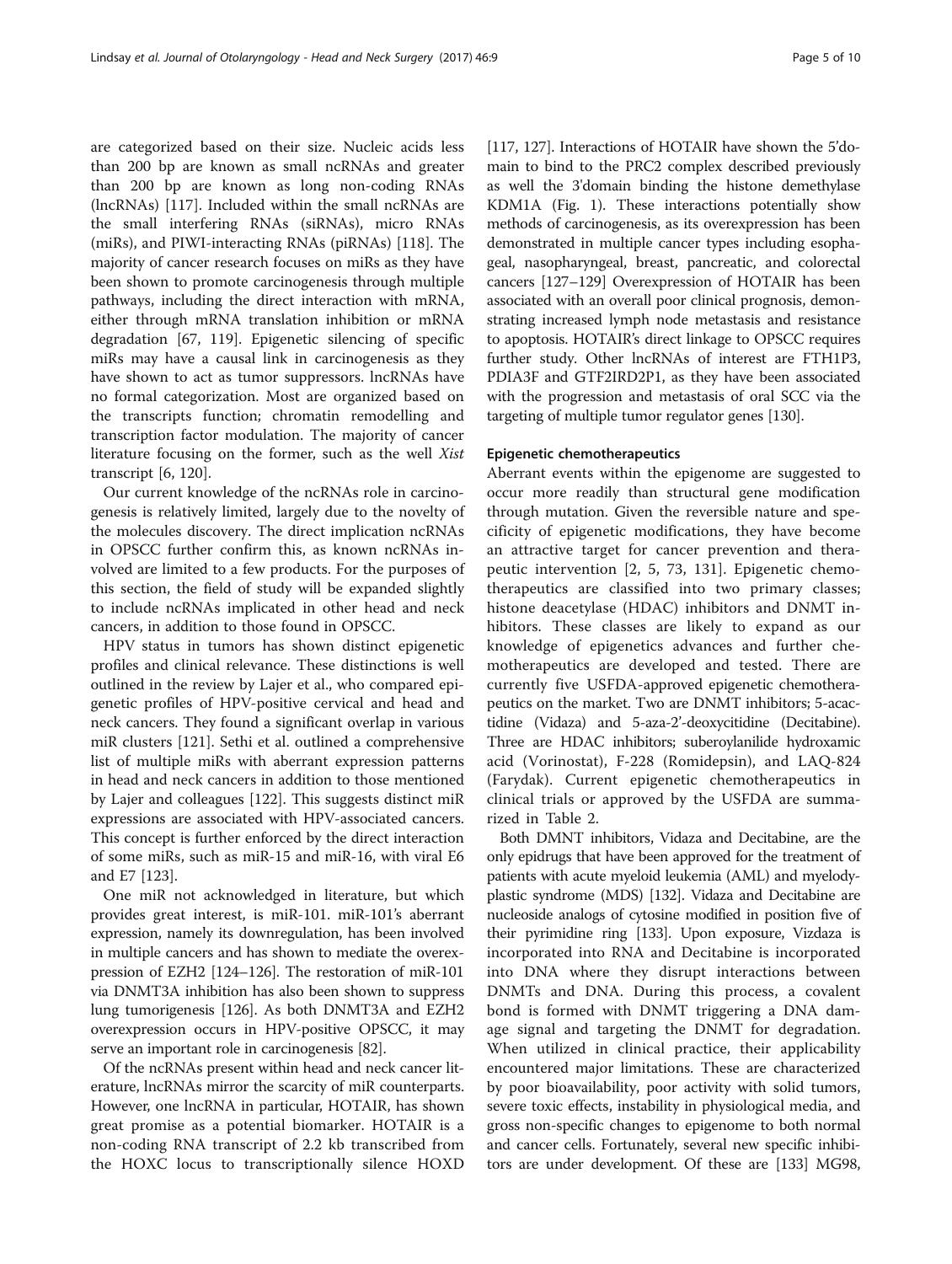are categorized based on their size. Nucleic acids less than 200 bp are known as small ncRNAs and greater than 200 bp are known as long non-coding RNAs (lncRNAs) [117]. Included within the small ncRNAs are the small interfering RNAs (siRNAs), micro RNAs (miRs), and PIWI-interacting RNAs (piRNAs) [118]. The majority of cancer research focuses on miRs as they have been shown to promote carcinogenesis through multiple pathways, including the direct interaction with mRNA, either through mRNA translation inhibition or mRNA degradation [67, 119]. Epigenetic silencing of specific miRs may have a causal link in carcinogenesis as they have shown to act as tumor suppressors. lncRNAs have no formal categorization. Most are organized based on the transcripts function; chromatin remodelling and transcription factor modulation. The majority of cancer literature focusing on the former, such as the well *Xist* transcript [6, 120].

Our current knowledge of the ncRNAs role in carcinogenesis is relatively limited, largely due to the novelty of the molecules discovery. The direct implication ncRNAs in OPSCC further confirm this, as known ncRNAs involved are limited to a few products. For the purposes of this section, the field of study will be expanded slightly to include ncRNAs implicated in other head and neck cancers, in addition to those found in OPSCC.

HPV status in tumors has shown distinct epigenetic profiles and clinical relevance. These distinctions is well outlined in the review by Lajer et al., who compared epigenetic profiles of HPV-positive cervical and head and neck cancers. They found a significant overlap in various miR clusters [121]. Sethi et al. outlined a comprehensive list of multiple miRs with aberrant expression patterns in head and neck cancers in addition to those mentioned by Lajer and colleagues [122]. This suggests distinct miR expressions are associated with HPV-associated cancers. This concept is further enforced by the direct interaction of some miRs, such as miR-15 and miR-16, with viral E6 and E7 [123].

One miR not acknowledged in literature, but which provides great interest, is miR-101. miR-101's aberrant expression, namely its downregulation, has been involved in multiple cancers and has shown to mediate the overexpression of EZH2 [124–126]. The restoration of miR-101 via DNMT3A inhibition has also been shown to suppress lung tumorigenesis [126]. As both DNMT3A and EZH2 overexpression occurs in HPV-positive OPSCC, it may serve an important role in carcinogenesis [82].

Of the ncRNAs present within head and neck cancer literature, lncRNAs mirror the scarcity of miR counterparts. However, one lncRNA in particular, HOTAIR, has shown great promise as a potential biomarker. HOTAIR is a non-coding RNA transcript of 2.2 kb transcribed from the HOXC locus to transcriptionally silence HOXD [117, 127]. Interactions of HOTAIR have shown the 5'domain to bind to the PRC2 complex described previously as well the 3'domain binding the histone demethylase KDM1A (Fig. 1). These interactions potentially show methods of carcinogenesis, as its overexpression has been demonstrated in multiple cancer types including esophageal, nasopharyngeal, breast, pancreatic, and colorectal cancers [127–129] Overexpression of HOTAIR has been associated with an overall poor clinical prognosis, demonstrating increased lymph node metastasis and resistance to apoptosis. HOTAIR's direct linkage to OPSCC requires further study. Other lncRNAs of interest are FTH1P3, PDIA3F and GTF2IRD2P1, as they have been associated with the progression and metastasis of oral SCC via the targeting of multiple tumor regulator genes [130].

### Epigenetic chemotherapeutics

Aberrant events within the epigenome are suggested to occur more readily than structural gene modification through mutation. Given the reversible nature and specificity of epigenetic modifications, they have become an attractive target for cancer prevention and therapeutic intervention [2, 5, 73, 131]. Epigenetic chemotherapeutics are classified into two primary classes; histone deacetylase (HDAC) inhibitors and DNMT inhibitors. These classes are likely to expand as our knowledge of epigenetics advances and further chemotherapeutics are developed and tested. There are currently five USFDA-approved epigenetic chemotherapeutics on the market. Two are DNMT inhibitors; 5-acactidine (Vidaza) and 5-aza-2'-deoxycitidine (Decitabine). Three are HDAC inhibitors; suberoylanilide hydroxamic acid (Vorinostat), F-228 (Romidepsin), and LAQ-824 (Farydak). Current epigenetic chemotherapeutics in clinical trials or approved by the USFDA are summarized in Table 2.

Both DMNT inhibitors, Vidaza and Decitabine, are the only epidrugs that have been approved for the treatment of patients with acute myeloid leukemia (AML) and myelodysplastic syndrome (MDS) [132]. Vidaza and Decitabine are nucleoside analogs of cytosine modified in position five of their pyrimidine ring [133]. Upon exposure, Vizdaza is incorporated into RNA and Decitabine is incorporated into DNA where they disrupt interactions between DNMTs and DNA. During this process, a covalent bond is formed with DNMT triggering a DNA damage signal and targeting the DNMT for degradation. When utilized in clinical practice, their applicability encountered major limitations. These are characterized by poor bioavailability, poor activity with solid tumors, severe toxic effects, instability in physiological media, and gross non-specific changes to epigenome to both normal and cancer cells. Fortunately, several new specific inhibitors are under development. Of these are [133] MG98,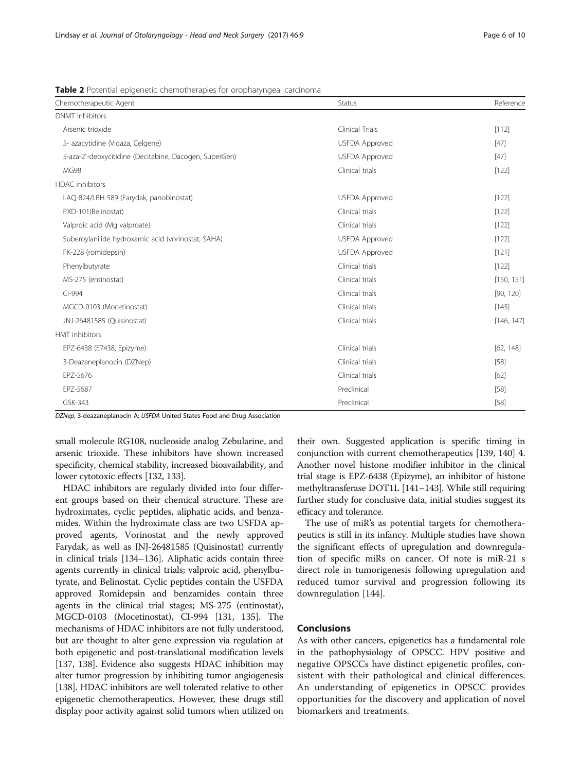**Table 2** Potential epigenetic chemotherapies for oropharyngeal carcinoma

| Chemotherapeutic Agent | Status | Reference |
|---|---|---|
| DNMT inhibitors | | |
| Arsenic trioxide | Clinical Trials | [112] |
| 5- azacytidine (Vidaza, Celgene) | USFDA Approved | [47] |
| 5-aza-2'-deoxycitidine (Decitabine, Dacogen, SuperGen) | USFDA Approved | [47] |
| MG98 | Clinical trials | [122] |
| HDAC inhibitors | | |
| LAQ-824/LBH 589 (Farydak, panobinostat) | USFDA Approved | [122] |
| PXD-101(Belinostat) | Clinical trials | [122] |
| Valproic acid (Mg valproate) | Clinical trials | [122] |
| Suberoylanilide hydroxamic acid (vorinostat, SAHA) | USFDA Approved | [122] |
| FK-228 (romidepsin) | USFDA Approved | [121] |
| Phenylbutyrate | Clinical trials | [122] |
| MS-275 (entinostat) | Clinical trials | [150, 151] |
| CI-994 | Clinical trials | [90, 120] |
| MGCD-0103 (Mocetinostat) | Clinical trials | [145] |
| JNJ-26481585 (Quisinostat) | Clinical trials | [146, 147] |
| HMT inhibitors | | |
| EPZ-6438 (E7438, Epizyme) | Clinical trials | [62, 148] |
| 3-Deazaneplanocin (DZNep) | Clinical trials | [58] |
| EPZ-5676 | Clinical trials | [62] |
| EPZ-5687 | Preclinical | [58] |
| GSK-343 | Preclinical | [58] |

*DZNep*, 3-deazaneplanocin A; *USFDA* United States Food and Drug Association

small molecule RG108, nucleoside analog Zebularine, and arsenic trioxide. These inhibitors have shown increased specificity, chemical stability, increased bioavailability, and lower cytotoxic effects [132, 133].

HDAC inhibitors are regularly divided into four different groups based on their chemical structure. These are hydroximates, cyclic peptides, aliphatic acids, and benzamides. Within the hydroximate class are two USFDA approved agents, Vorinostat and the newly approved Farydak, as well as JNJ-26481585 (Quisinostat) currently in clinical trials [134–136]. Aliphatic acids contain three agents currently in clinical trials; valproic acid, phenylbutyrate, and Belinostat. Cyclic peptides contain the USFDA approved Romidepsin and benzamides contain three agents in the clinical trial stages; MS-275 (entinostat), MGCD-0103 (Mocetinostat), CI-994 [131, 135]. The mechanisms of HDAC inhibitors are not fully understood, but are thought to alter gene expression via regulation at both epigenetic and post-translational modification levels [137, 138]. Evidence also suggests HDAC inhibition may alter tumor progression by inhibiting tumor angiogenesis [138]. HDAC inhibitors are well tolerated relative to other epigenetic chemotherapeutics. However, these drugs still display poor activity against solid tumors when utilized on their own. Suggested application is specific timing in conjunction with current chemotherapeutics [139, 140] 4. Another novel histone modifier inhibitor in the clinical trial stage is EPZ-6438 (Epizyme), an inhibitor of histone methyltransferase DOT1L [141–143]. While still requiring further study for conclusive data, initial studies suggest its efficacy and tolerance.

The use of miR's as potential targets for chemotherapeutics is still in its infancy. Multiple studies have shown the significant effects of upregulation and downregulation of specific miRs on cancer. Of note is miR-21 s direct role in tumorigenesis following upregulation and reduced tumor survival and progression following its downregulation [144].

## Conclusions

As with other cancers, epigenetics has a fundamental role in the pathophysiology of OPSCC. HPV positive and negative OPSCCs have distinct epigenetic profiles, consistent with their pathological and clinical differences. An understanding of epigenetics in OPSCC provides opportunities for the discovery and application of novel biomarkers and treatments.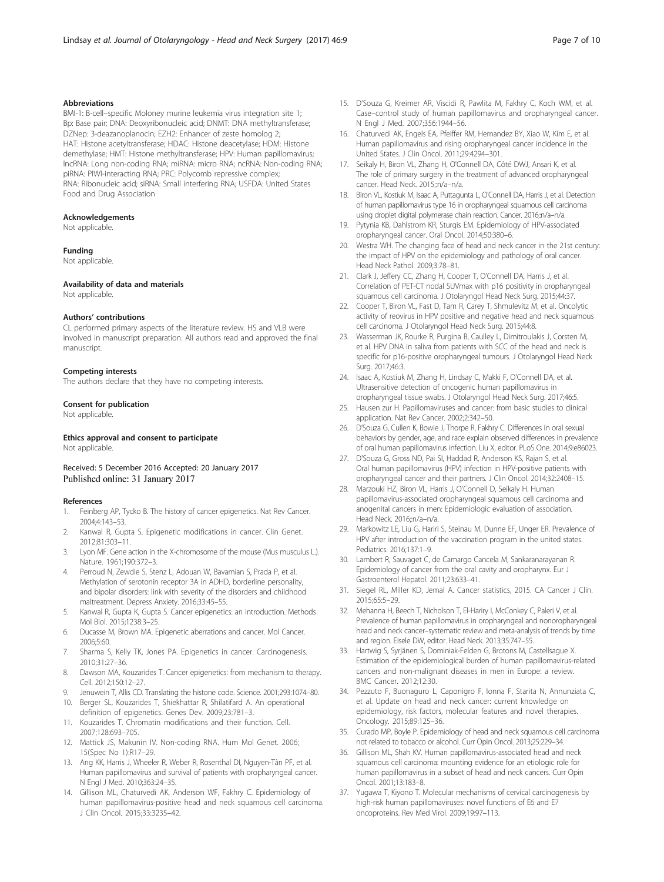## Abbreviations

BMI-1: B-cell–specific Moloney murine leukemia virus integration site 1; Bp: Base pair; DNA: Deoxyribonucleic acid; DNMT: DNA methyltransferase; DZNep: 3-deazanoplanocin; EZH2: Enhancer of zeste homolog 2; HAT: Histone acetyltransferase; HDAC: Histone deacetylase; HDM: Histone demethylase; HMT: Histone methyltransferase; HPV: Human papillomavirus; lncRNA: Long non-coding RNA; miRNA: micro RNA; ncRNA: Non-coding RNA; piRNA: PIWI-interacting RNA; PRC: Polycomb repressive complex; RNA: Ribonucleic acid; siRNA: Small interfering RNA; USFDA: United States Food and Drug Association

## Acknowledgements

Not applicable.

## Funding

Not applicable.

## Availability of data and materials

Not applicable.

## Authors' contributions

CL performed primary aspects of the literature review. HS and VLB were involved in manuscript preparation. All authors read and approved the final manuscript.

## Competing interests

The authors declare that they have no competing interests.

## Consent for publication

Not applicable.

## Ethics approval and consent to participate

Not applicable.

Received: 5 December 2016 Accepted: 20 January 2017
Published online: 31 January 2017

## References

1. Feinberg AP, Tycko B. The history of cancer epigenetics. Nat Rev Cancer. 2004;4:143–53.
2. Kanwal R, Gupta S. Epigenetic modifications in cancer. Clin Genet. 2012;81:303–11.
3. Lyon MF. Gene action in the X-chromosome of the mouse (Mus musculus L.). Nature. 1961;190:372–3.
4. Perroud N, Zewdie S, Stenz L, Adouan W, Bavamian S, Prada P, et al. Methylation of serotonin receptor 3A in ADHD, borderline personality, and bipolar disorders: link with severity of the disorders and childhood maltreatment. Depress Anxiety. 2016;33:45–55.
5. Kanwal R, Gupta K, Gupta S. Cancer epigenetics: an introduction. Methods Mol Biol. 2015;1238:3–25.
6. Ducasse M, Brown MA. Epigenetic aberrations and cancer. Mol Cancer. 2006;5:60.
7. Sharma S, Kelly TK, Jones PA. Epigenetics in cancer. Carcinogenesis. 2010;31:27–36.
8. Dawson MA, Kouzarides T. Cancer epigenetics: from mechanism to therapy. Cell. 2012;150:12–27.
9. Jenuwein T, Allis CD. Translating the histone code. Science. 2001;293:1074–80.
10. Berger SL, Kouzarides T, Shiekhattar R, Shilatifard A. An operational definition of epigenetics. Genes Dev. 2009;23:781–3.
11. Kouzarides T. Chromatin modifications and their function. Cell. 2007;128:693–705.
12. Mattick JS, Makunin IV. Non-coding RNA. Hum Mol Genet. 2006; 15(Spec No 1):R17–29.
13. Ang KK, Harris J, Wheeler R, Weber R, Rosenthal DI, Nguyen-Tân PF, et al. Human papillomavirus and survival of patients with oropharyngeal cancer. N Engl J Med. 2010;363:24–35.
14. Gillison ML, Chaturvedi AK, Anderson WF, Fakhry C. Epidemiology of human papillomavirus-positive head and neck squamous cell carcinoma. J Clin Oncol. 2015;33:3235–42.
15. D'Souza G, Kreimer AR, Viscidi R, Pawlita M, Fakhry C, Koch WM, et al. Case–control study of human papillomavirus and oropharyngeal cancer. N Engl J Med. 2007;356:1944–56.
16. Chaturvedi AK, Engels EA, Pfeiffer RM, Hernandez BY, Xiao W, Kim E, et al. Human papillomavirus and rising oropharyngeal cancer incidence in the United States. J Clin Oncol. 2011;29:4294–301.
17. Seikaly H, Biron VL, Zhang H, O'Connell DA, Côté DWJ, Ansari K, et al. The role of primary surgery in the treatment of advanced oropharyngeal cancer. Head Neck. 2015;:n/a–n/a.
18. Biron VL, Kostiuk M, Isaac A, Puttagunta L, O'Connell DA, Harris J, et al. Detection of human papillomavirus type 16 in oropharyngeal squamous cell carcinoma using droplet digital polymerase chain reaction. Cancer. 2016;:n/a–n/a.
19. Pytynia KB, Dahlstrom KR, Sturgis EM. Epidemiology of HPV-associated oropharyngeal cancer. Oral Oncol. 2014;50:380–6.
20. Westra WH. The changing face of head and neck cancer in the 21st century: the impact of HPV on the epidemiology and pathology of oral cancer. Head Neck Pathol. 2009;3:78–81.
21. Clark J, Jeffery CC, Zhang H, Cooper T, O'Connell DA, Harris J, et al. Correlation of PET-CT nodal SUVmax with p16 positivity in oropharyngeal squamous cell carcinoma. J Otolaryngol Head Neck Surg. 2015;44:37.
22. Cooper T, Biron VL, Fast D, Tam R, Carey T, Shmulevitz M, et al. Oncolytic activity of reovirus in HPV positive and negative head and neck squamous cell carcinoma. J Otolaryngol Head Neck Surg. 2015;44:8.
23. Wasserman JK, Rourke R, Purgina B, Caulley L, Dimitroulakis J, Corsten M, et al. HPV DNA in saliva from patients with SCC of the head and neck is specific for p16-positive oropharyngeal tumours. J Otolaryngol Head Neck Surg. 2017;46:3.
24. Isaac A, Kostiuk M, Zhang H, Lindsay C, Makki F, O'Connell DA, et al. Ultrasensitive detection of oncogenic human papillomavirus in oropharyngeal tissue swabs. J Otolaryngol Head Neck Surg. 2017;46:5.
25. Hausen zur H. Papillomaviruses and cancer: from basic studies to clinical application. Nat Rev Cancer. 2002;2:342–50.
26. D'Souza G, Cullen K, Bowie J, Thorpe R, Fakhry C. Differences in oral sexual behaviors by gender, age, and race explain observed differences in prevalence of oral human papillomavirus infection. Liu X, editor. PLoS One. 2014;9:e86023.
27. D'Souza G, Gross ND, Pai SI, Haddad R, Anderson KS, Rajan S, et al. Oral human papillomavirus (HPV) infection in HPV-positive patients with oropharyngeal cancer and their partners. J Clin Oncol. 2014;32:2408–15.
28. Marzouki HZ, Biron VL, Harris J, O'Connell D, Seikaly H. Human papillomavirus-associated oropharyngeal squamous cell carcinoma and anogenital cancers in men: Epidemiologic evaluation of association. Head Neck. 2016;:n/a–n/a.
29. Markowitz LE, Liu G, Hariri S, Steinau M, Dunne EF, Unger ER. Prevalence of HPV after introduction of the vaccination program in the united states. Pediatrics. 2016;137:1–9.
30. Lambert R, Sauvaget C, de Camargo Cancela M, Sankaranarayanan R. Epidemiology of cancer from the oral cavity and oropharynx. Eur J Gastroenterol Hepatol. 2011;23:633–41.
31. Siegel RL, Miller KD, Jemal A. Cancer statistics, 2015. CA Cancer J Clin. 2015;65:5–29.
32. Mehanna H, Beech T, Nicholson T, El-Hariry I, McConkey C, Paleri V, et al. Prevalence of human papillomavirus in oropharyngeal and nonoropharyngeal head and neck cancer–systematic review and meta-analysis of trends by time and region. Eisele DW, editor. Head Neck. 2013;35:747–55.
33. Hartwig S, Syrjänen S, Dominiak-Felden G, Brotons M, Castellsague X. Estimation of the epidemiological burden of human papillomavirus-related cancers and non-malignant diseases in men in Europe: a review. BMC Cancer. 2012;12:30.
34. Pezzuto F, Buonaguro L, Caponigro F, Ionna F, Starita N, Annunziata C, et al. Update on head and neck cancer: current knowledge on epidemiology, risk factors, molecular features and novel therapies. Oncology. 2015;89:125–36.
35. Curado MP, Boyle P. Epidemiology of head and neck squamous cell carcinoma not related to tobacco or alcohol. Curr Opin Oncol. 2013;25:229–34.
36. Gillison ML, Shah KV. Human papillomavirus-associated head and neck squamous cell carcinoma: mounting evidence for an etiologic role for human papillomavirus in a subset of head and neck cancers. Curr Opin Oncol. 2001;13:183–8.
37. Yugawa T, Kiyono T. Molecular mechanisms of cervical carcinogenesis by high-risk human papillomaviruses: novel functions of E6 and E7 oncoproteins. Rev Med Virol. 2009;19:97–113.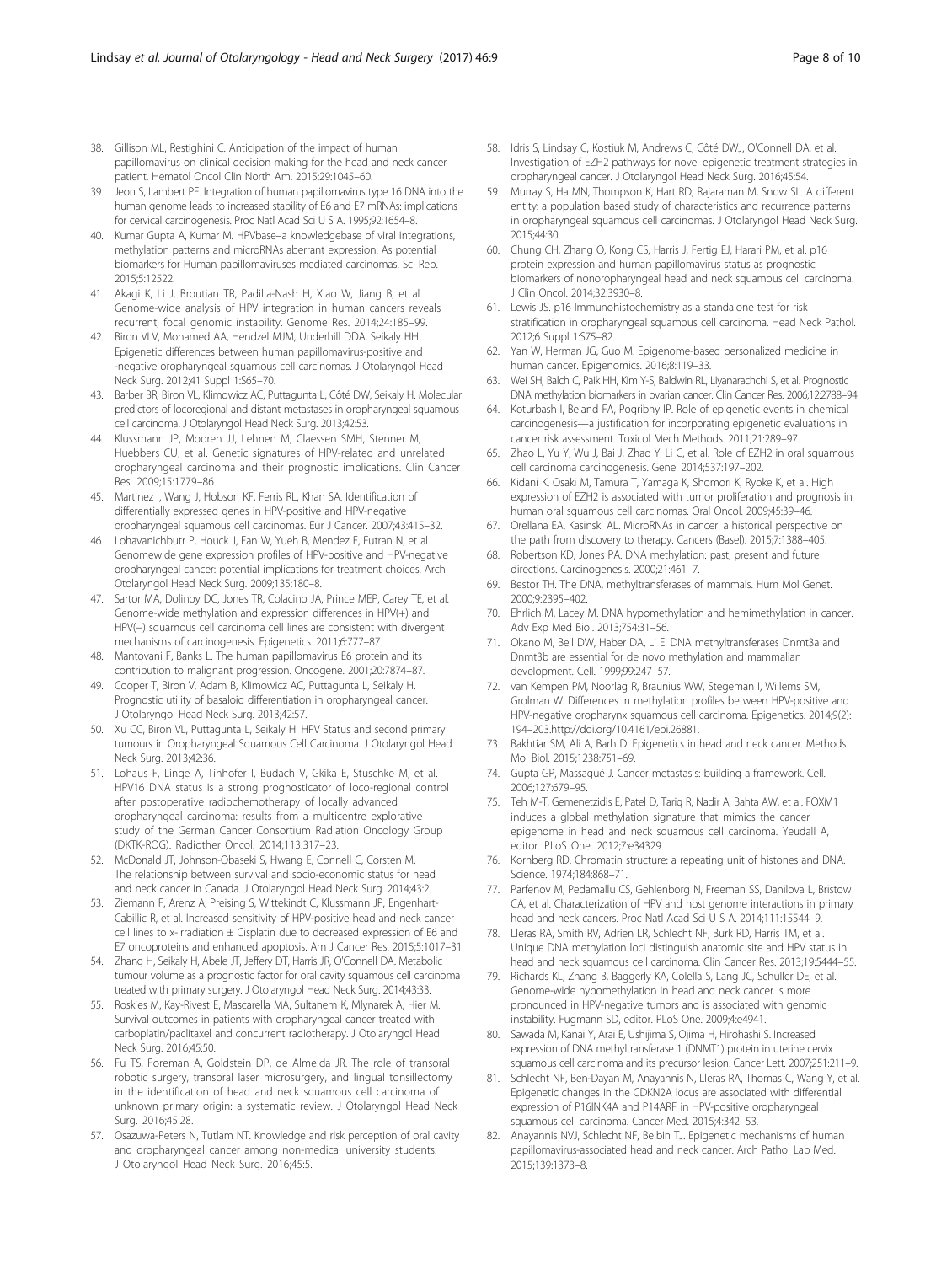38. Gillison ML, Restighini C. Anticipation of the impact of human papillomavirus on clinical decision making for the head and neck cancer patient. Hematol Oncol Clin North Am. 2015;29:1045–60.
39. Jeon S, Lambert PF. Integration of human papillomavirus type 16 DNA into the human genome leads to increased stability of E6 and E7 mRNAs: implications for cervical carcinogenesis. Proc Natl Acad Sci U S A. 1995;92:1654–8.
40. Kumar Gupta A, Kumar M. HPVbase–a knowledgebase of viral integrations, methylation patterns and microRNAs aberrant expression: As potential biomarkers for Human papillomaviruses mediated carcinomas. Sci Rep. 2015;5:12522.
41. Akagi K, Li J, Broutian TR, Padilla-Nash H, Xiao W, Jiang B, et al. Genome-wide analysis of HPV integration in human cancers reveals recurrent, focal genomic instability. Genome Res. 2014;24:185–99.
42. Biron VLV, Mohamed AA, Hendzel MJM, Underhill DDA, Seikaly HH. Epigenetic differences between human papillomavirus-positive and -negative oropharyngeal squamous cell carcinomas. J Otolaryngol Head Neck Surg. 2012;41 Suppl 1:S65–70.
43. Barber BR, Biron VL, Klimowicz AC, Puttagunta L, Côté DW, Seikaly H. Molecular predictors of locoregional and distant metastases in oropharyngeal squamous cell carcinoma. J Otolaryngol Head Neck Surg. 2013;42:53.
44. Klussmann JP, Mooren JJ, Lehnen M, Claessen SMH, Stenner M, Huebbers CU, et al. Genetic signatures of HPV-related and unrelated oropharyngeal carcinoma and their prognostic implications. Clin Cancer Res. 2009;15:1779–86.
45. Martinez I, Wang J, Hobson KF, Ferris RL, Khan SA. Identification of differentially expressed genes in HPV-positive and HPV-negative oropharyngeal squamous cell carcinomas. Eur J Cancer. 2007;43:415–32.
46. Lohavanichbutr P, Houck J, Fan W, Yueh B, Mendez E, Futran N, et al. Genomewide gene expression profiles of HPV-positive and HPV-negative oropharyngeal cancer: potential implications for treatment choices. Arch Otolaryngol Head Neck Surg. 2009;135:180–8.
47. Sartor MA, Dolinoy DC, Jones TR, Colacino JA, Prince MEP, Carey TE, et al. Genome-wide methylation and expression differences in HPV(+) and HPV(−) squamous cell carcinoma cell lines are consistent with divergent mechanisms of carcinogenesis. Epigenetics. 2011;6:777–87.
48. Mantovani F, Banks L. The human papillomavirus E6 protein and its contribution to malignant progression. Oncogene. 2001;20:7874–87.
49. Cooper T, Biron V, Adam B, Klimowicz AC, Puttagunta L, Seikaly H. Prognostic utility of basaloid differentiation in oropharyngeal cancer. J Otolaryngol Head Neck Surg. 2013;42:57.
50. Xu CC, Biron VL, Puttagunta L, Seikaly H. HPV Status and second primary tumours in Oropharyngeal Squamous Cell Carcinoma. J Otolaryngol Head Neck Surg. 2013;42:36.
51. Lohaus F, Linge A, Tinhofer I, Budach V, Gkika E, Stuschke M, et al. HPV16 DNA status is a strong prognosticator of loco-regional control after postoperative radiochemotherapy of locally advanced oropharyngeal carcinoma: results from a multicentre explorative study of the German Cancer Consortium Radiation Oncology Group (DKTK-ROG). Radiother Oncol. 2014;113:317–23.
52. McDonald JT, Johnson-Obaseki S, Hwang E, Connell C, Corsten M. The relationship between survival and socio-economic status for head and neck cancer in Canada. J Otolaryngol Head Neck Surg. 2014;43:2.
53. Ziemann F, Arenz A, Preising S, Wittekindt C, Klussmann JP, Engenhart-Cabillic R, et al. Increased sensitivity of HPV-positive head and neck cancer cell lines to x-irradiation ± Cisplatin due to decreased expression of E6 and E7 oncoproteins and enhanced apoptosis. Am J Cancer Res. 2015;5:1017–31.
54. Zhang H, Seikaly H, Abele JT, Jeffery DT, Harris JR, O'Connell DA. Metabolic tumour volume as a prognostic factor for oral cavity squamous cell carcinoma treated with primary surgery. J Otolaryngol Head Neck Surg. 2014;43:33.
55. Roskies M, Kay-Rivest E, Mascarella MA, Sultanem K, Mlynarek A, Hier M. Survival outcomes in patients with oropharyngeal cancer treated with carboplatin/paclitaxel and concurrent radiotherapy. J Otolaryngol Head Neck Surg. 2016;45:50.
56. Fu TS, Foreman A, Goldstein DP, de Almeida JR. The role of transoral robotic surgery, transoral laser microsurgery, and lingual tonsillectomy in the identification of head and neck squamous cell carcinoma of unknown primary origin: a systematic review. J Otolaryngol Head Neck Surg. 2016;45:28.
57. Osazuwa-Peters N, Tutlam NT. Knowledge and risk perception of oral cavity and oropharyngeal cancer among non-medical university students. J Otolaryngol Head Neck Surg. 2016;45:5.
58. Idris S, Lindsay C, Kostiuk M, Andrews C, Côté DWJ, O'Connell DA, et al. Investigation of EZH2 pathways for novel epigenetic treatment strategies in oropharyngeal cancer. J Otolaryngol Head Neck Surg. 2016;45:54.
59. Murray S, Ha MN, Thompson K, Hart RD, Rajaraman M, Snow SL. A different entity: a population based study of characteristics and recurrence patterns in oropharyngeal squamous cell carcinomas. J Otolaryngol Head Neck Surg. 2015;44:30.
60. Chung CH, Zhang Q, Kong CS, Harris J, Fertig EJ, Harari PM, et al. p16 protein expression and human papillomavirus status as prognostic biomarkers of nonoropharyngeal head and neck squamous cell carcinoma. J Clin Oncol. 2014;32:3930–8.
61. Lewis JS. p16 Immunohistochemistry as a standalone test for risk stratification in oropharyngeal squamous cell carcinoma. Head Neck Pathol. 2012;6 Suppl 1:S75–82.
62. Yan W, Herman JG, Guo M. Epigenome-based personalized medicine in human cancer. Epigenomics. 2016;8:119–33.
63. Wei SH, Balch C, Paik HH, Kim Y-S, Baldwin RL, Liyanarachchi S, et al. Prognostic DNA methylation biomarkers in ovarian cancer. Clin Cancer Res. 2006;12:2788–94.
64. Koturbash I, Beland FA, Pogribny IP. Role of epigenetic events in chemical carcinogenesis—a justification for incorporating epigenetic evaluations in cancer risk assessment. Toxicol Mech Methods. 2011;21:289–97.
65. Zhao L, Yu Y, Wu J, Bai J, Zhao Y, Li C, et al. Role of EZH2 in oral squamous cell carcinoma carcinogenesis. Gene. 2014;537:197–202.
66. Kidani K, Osaki M, Tamura T, Yamaga K, Shomori K, Ryoke K, et al. High expression of EZH2 is associated with tumor proliferation and prognosis in human oral squamous cell carcinomas. Oral Oncol. 2009;45:39–46.
67. Orellana EA, Kasinski AL. MicroRNAs in cancer: a historical perspective on the path from discovery to therapy. Cancers (Basel). 2015;7:1388–405.
68. Robertson KD, Jones PA. DNA methylation: past, present and future directions. Carcinogenesis. 2000;21:461–7.
69. Bestor TH. The DNA, methyltransferases of mammals. Hum Mol Genet. 2000;9:2395–402.
70. Ehrlich M, Lacey M. DNA hypomethylation and hemimethylation in cancer. Adv Exp Med Biol. 2013;754:31–56.
71. Okano M, Bell DW, Haber DA, Li E. DNA methyltransferases Dnmt3a and Dnmt3b are essential for de novo methylation and mammalian development. Cell. 1999;99:247–57.
72. van Kempen PM, Noorlag R, Braunius WW, Stegeman I, Willems SM, Grolman W. Differences in methylation profiles between HPV-positive and HPV-negative oropharynx squamous cell carcinoma. Epigenetics. 2014;9(2): 194–203.http://doi.org/10.4161/epi.26881.
73. Bakhtiar SM, Ali A, Barh D. Epigenetics in head and neck cancer. Methods Mol Biol. 2015;1238:751–69.
74. Gupta GP, Massagué J. Cancer metastasis: building a framework. Cell. 2006;127:679–95.
75. Teh M-T, Gemenetzidis E, Patel D, Tariq R, Nadir A, Bahta AW, et al. FOXM1 induces a global methylation signature that mimics the cancer epigenome in head and neck squamous cell carcinoma. Yeudall A, editor. PLoS One. 2012;7:e34329.
76. Kornberg RD. Chromatin structure: a repeating unit of histones and DNA. Science. 1974;184:868–71.
77. Parfenov M, Pedamallu CS, Gehlenborg N, Freeman SS, Danilova L, Bristow CA, et al. Characterization of HPV and host genome interactions in primary head and neck cancers. Proc Natl Acad Sci U S A. 2014;111:15544–9.
78. Lleras RA, Smith RV, Adrien LR, Schlecht NF, Burk RD, Harris TM, et al. Unique DNA methylation loci distinguish anatomic site and HPV status in head and neck squamous cell carcinoma. Clin Cancer Res. 2013;19:5444–55.
79. Richards KL, Zhang B, Baggerly KA, Colella S, Lang JC, Schuller DE, et al. Genome-wide hypomethylation in head and neck cancer is more pronounced in HPV-negative tumors and is associated with genomic instability. Fugmann SD, editor. PLoS One. 2009;4:e4941.
80. Sawada M, Kanai Y, Arai E, Ushijima S, Ojima H, Hirohashi S. Increased expression of DNA methyltransferase 1 (DNMT1) protein in uterine cervix squamous cell carcinoma and its precursor lesion. Cancer Lett. 2007;251:211–9.
81. Schlecht NF, Ben-Dayan M, Anayannis N, Lleras RA, Thomas C, Wang Y, et al. Epigenetic changes in the CDKN2A locus are associated with differential expression of P16INK4A and P14ARF in HPV-positive oropharyngeal squamous cell carcinoma. Cancer Med. 2015;4:342–53.
82. Anayannis NVJ, Schlecht NF, Belbin TJ. Epigenetic mechanisms of human papillomavirus-associated head and neck cancer. Arch Pathol Lab Med. 2015;139:1373–8.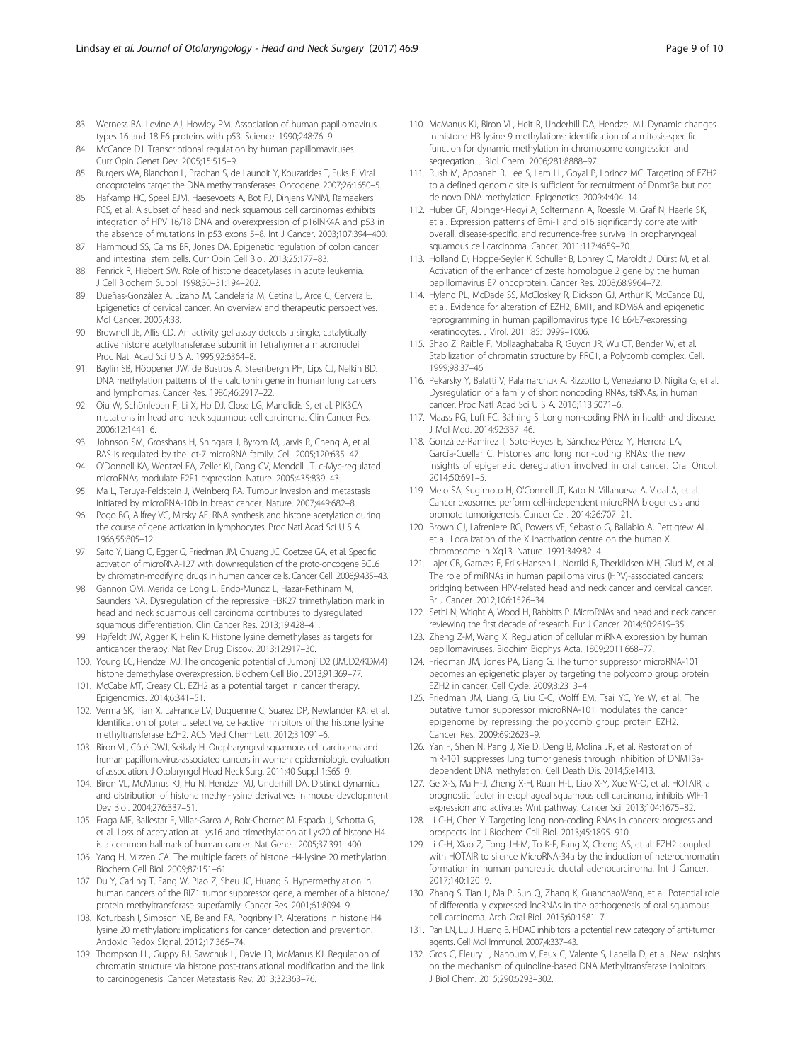83. Werness BA, Levine AJ, Howley PM. Association of human papillomavirus types 16 and 18 E6 proteins with p53. Science. 1990;248:76–9.
84. McCance DJ. Transcriptional regulation by human papillomaviruses. Curr Opin Genet Dev. 2005;15:515–9.
85. Burgers WA, Blanchon L, Pradhan S, de Launoit Y, Kouzarides T, Fuks F. Viral oncoproteins target the DNA methyltransferases. Oncogene. 2007;26:1650–5.
86. Hafkamp HC, Speel EJM, Haesevoets A, Bot FJ, Dinjens WNM, Ramaekers FCS, et al. A subset of head and neck squamous cell carcinomas exhibits integration of HPV 16/18 DNA and overexpression of p16INK4A and p53 in the absence of mutations in p53 exons 5–8. Int J Cancer. 2003;107:394–400.
87. Hammoud SS, Cairns BR, Jones DA. Epigenetic regulation of colon cancer and intestinal stem cells. Curr Opin Cell Biol. 2013;25:177–83.
88. Fenrick R, Hiebert SW. Role of histone deacetylases in acute leukemia. J Cell Biochem Suppl. 1998;30–31:194–202.
89. Dueñas-González A, Lizano M, Candelaria M, Cetina L, Arce C, Cervera E. Epigenetics of cervical cancer. An overview and therapeutic perspectives. Mol Cancer. 2005;4:38.
90. Brownell JE, Allis CD. An activity gel assay detects a single, catalytically active histone acetyltransferase subunit in Tetrahymena macronuclei. Proc Natl Acad Sci U S A. 1995;92:6364–8.
91. Baylin SB, Höppener JW, de Bustros A, Steenbergh PH, Lips CJ, Nelkin BD. DNA methylation patterns of the calcitonin gene in human lung cancers and lymphomas. Cancer Res. 1986;46:2917–22.
92. Qiu W, Schönleben F, Li X, Ho DJ, Close LG, Manolidis S, et al. PIK3CA mutations in head and neck squamous cell carcinoma. Clin Cancer Res. 2006;12:1441–6.
93. Johnson SM, Grosshans H, Shingara J, Byrom M, Jarvis R, Cheng A, et al. RAS is regulated by the let-7 microRNA family. Cell. 2005;120:635–47.
94. O'Donnell KA, Wentzel EA, Zeller KI, Dang CV, Mendell JT. c-Myc-regulated microRNAs modulate E2F1 expression. Nature. 2005;435:839–43.
95. Ma L, Teruya-Feldstein J, Weinberg RA. Tumour invasion and metastasis initiated by microRNA-10b in breast cancer. Nature. 2007;449:682–8.
96. Pogo BG, Allfrey VG, Mirsky AE. RNA synthesis and histone acetylation during the course of gene activation in lymphocytes. Proc Natl Acad Sci U S A. 1966;55:805–12.
97. Saito Y, Liang G, Egger G, Friedman JM, Chuang JC, Coetzee GA, et al. Specific activation of microRNA-127 with downregulation of the proto-oncogene BCL6 by chromatin-modifying drugs in human cancer cells. Cancer Cell. 2006;9:435–43.
98. Gannon OM, Merida de Long L, Endo-Munoz L, Hazar-Rethinam M, Saunders NA. Dysregulation of the repressive H3K27 trimethylation mark in head and neck squamous cell carcinoma contributes to dysregulated squamous differentiation. Clin Cancer Res. 2013;19:428–41.
99. Højfeldt JW, Agger K, Helin K. Histone lysine demethylases as targets for anticancer therapy. Nat Rev Drug Discov. 2013;12:917–30.
100. Young LC, Hendzel MJ. The oncogenic potential of Jumonji D2 (JMJD2/KDM4) histone demethylase overexpression. Biochem Cell Biol. 2013;91:369–77.
101. McCabe MT, Creasy CL. EZH2 as a potential target in cancer therapy. Epigenomics. 2014;6:341–51.
102. Verma SK, Tian X, LaFrance LV, Duquenne C, Suarez DP, Newlander KA, et al. Identification of potent, selective, cell-active inhibitors of the histone lysine methyltransferase EZH2. ACS Med Chem Lett. 2012;3:1091–6.
103. Biron VL, Côté DWJ, Seikaly H. Oropharyngeal squamous cell carcinoma and human papillomavirus-associated cancers in women: epidemiologic evaluation of association. J Otolaryngol Head Neck Surg. 2011;40 Suppl 1:S65–9.
104. Biron VL, McManus KJ, Hu N, Hendzel MJ, Underhill DA. Distinct dynamics and distribution of histone methyl-lysine derivatives in mouse development. Dev Biol. 2004;276:337–51.
105. Fraga MF, Ballestar E, Villar-Garea A, Boix-Chornet M, Espada J, Schotta G, et al. Loss of acetylation at Lys16 and trimethylation at Lys20 of histone H4 is a common hallmark of human cancer. Nat Genet. 2005;37:391–400.
106. Yang H, Mizzen CA. The multiple facets of histone H4-lysine 20 methylation. Biochem Cell Biol. 2009;87:151–61.
107. Du Y, Carling T, Fang W, Piao Z, Sheu JC, Huang S. Hypermethylation in human cancers of the RIZ1 tumor suppressor gene, a member of a histone/protein methyltransferase superfamily. Cancer Res. 2001;61:8094–9.
108. Koturbash I, Simpson NE, Beland FA, Pogribny IP. Alterations in histone H4 lysine 20 methylation: implications for cancer detection and prevention. Antioxid Redox Signal. 2012;17:365–74.
109. Thompson LL, Guppy BJ, Sawchuk L, Davie JR, McManus KJ. Regulation of chromatin structure via histone post-translational modification and the link to carcinogenesis. Cancer Metastasis Rev. 2013;32:363–76.
110. McManus KJ, Biron VL, Heit R, Underhill DA, Hendzel MJ. Dynamic changes in histone H3 lysine 9 methylations: identification of a mitosis-specific function for dynamic methylation in chromosome congression and segregation. J Biol Chem. 2006;281:8888–97.
111. Rush M, Appanah R, Lee S, Lam LL, Goyal P, Lorincz MC. Targeting of EZH2 to a defined genomic site is sufficient for recruitment of Dnmt3a but not de novo DNA methylation. Epigenetics. 2009;4:404–14.
112. Huber GF, Albinger-Hegyi A, Soltermann A, Roessle M, Graf N, Haerle SK, et al. Expression patterns of Bmi-1 and p16 significantly correlate with overall, disease-specific, and recurrence-free survival in oropharyngeal squamous cell carcinoma. Cancer. 2011;117:4659–70.
113. Holland D, Hoppe-Seyler K, Schuller B, Lohrey C, Maroldt J, Dürst M, et al. Activation of the enhancer of zeste homologue 2 gene by the human papillomavirus E7 oncoprotein. Cancer Res. 2008;68:9964–72.
114. Hyland PL, McDade SS, McCloskey R, Dickson GJ, Arthur K, McCance DJ, et al. Evidence for alteration of EZH2, BMI1, and KDM6A and epigenetic reprogramming in human papillomavirus type 16 E6/E7-expressing keratinocytes. J Virol. 2011;85:10999–1006.
115. Shao Z, Raible F, Mollaaghababa R, Guyon JR, Wu CT, Bender W, et al. Stabilization of chromatin structure by PRC1, a Polycomb complex. Cell. 1999;98:37–46.
116. Pekarsky Y, Balatti V, Palamarchuk A, Rizzotto L, Veneziano D, Nigita G, et al. Dysregulation of a family of short noncoding RNAs, tsRNAs, in human cancer. Proc Natl Acad Sci U S A. 2016;113:5071–6.
117. Maass PG, Luft FC, Bähring S. Long non-coding RNA in health and disease. J Mol Med. 2014;92:337–46.
118. González-Ramírez I, Soto-Reyes E, Sánchez-Pérez Y, Herrera LA, García-Cuellar C. Histones and long non-coding RNAs: the new insights of epigenetic deregulation involved in oral cancer. Oral Oncol. 2014;50:691–5.
119. Melo SA, Sugimoto H, O'Connell JT, Kato N, Villanueva A, Vidal A, et al. Cancer exosomes perform cell-independent microRNA biogenesis and promote tumorigenesis. Cancer Cell. 2014;26:707–21.
120. Brown CJ, Lafreniere RG, Powers VE, Sebastio G, Ballabio A, Pettigrew AL, et al. Localization of the X inactivation centre on the human X chromosome in Xq13. Nature. 1991;349:82–4.
121. Lajer CB, Garnæs E, Friis-Hansen L, Norrild B, Therkildsen MH, Glud M, et al. The role of miRNAs in human papilloma virus (HPV)-associated cancers: bridging between HPV-related head and neck cancer and cervical cancer. Br J Cancer. 2012;106:1526–34.
122. Sethi N, Wright A, Wood H, Rabbitts P. MicroRNAs and head and neck cancer: reviewing the first decade of research. Eur J Cancer. 2014;50:2619–35.
123. Zheng Z-M, Wang X. Regulation of cellular miRNA expression by human papillomaviruses. Biochim Biophys Acta. 1809;2011:668–77.
124. Friedman JM, Jones PA, Liang G. The tumor suppressor microRNA-101 becomes an epigenetic player by targeting the polycomb group protein EZH2 in cancer. Cell Cycle. 2009;8:2313–4.
125. Friedman JM, Liang G, Liu C-C, Wolff EM, Tsai YC, Ye W, et al. The putative tumor suppressor microRNA-101 modulates the cancer epigenome by repressing the polycomb group protein EZH2. Cancer Res. 2009;69:2623–9.
126. Yan F, Shen N, Pang J, Xie D, Deng B, Molina JR, et al. Restoration of miR-101 suppresses lung tumorigenesis through inhibition of DNMT3a-dependent DNA methylation. Cell Death Dis. 2014;5:e1413.
127. Ge X-S, Ma H-J, Zheng X-H, Ruan H-L, Liao X-Y, Xue W-Q, et al. HOTAIR, a prognostic factor in esophageal squamous cell carcinoma, inhibits WIF-1 expression and activates Wnt pathway. Cancer Sci. 2013;104:1675–82.
128. Li C-H, Chen Y. Targeting long non-coding RNAs in cancers: progress and prospects. Int J Biochem Cell Biol. 2013;45:1895–910.
129. Li C-H, Xiao Z, Tong JH-M, To K-F, Fang X, Cheng AS, et al. EZH2 coupled with HOTAIR to silence MicroRNA-34a by the induction of heterochromatin formation in human pancreatic ductal adenocarcinoma. Int J Cancer. 2017;140:120–9.
130. Zhang S, Tian L, Ma P, Sun Q, Zhang K, GuanchaoWang, et al. Potential role of differentially expressed lncRNAs in the pathogenesis of oral squamous cell carcinoma. Arch Oral Biol. 2015;60:1581–7.
131. Pan LN, Lu J, Huang B. HDAC inhibitors: a potential new category of anti-tumor agents. Cell Mol Immunol. 2007;4:337–43.
132. Gros C, Fleury L, Nahoum V, Faux C, Valente S, Labella D, et al. New insights on the mechanism of quinoline-based DNA Methyltransferase inhibitors. J Biol Chem. 2015;290:6293–302.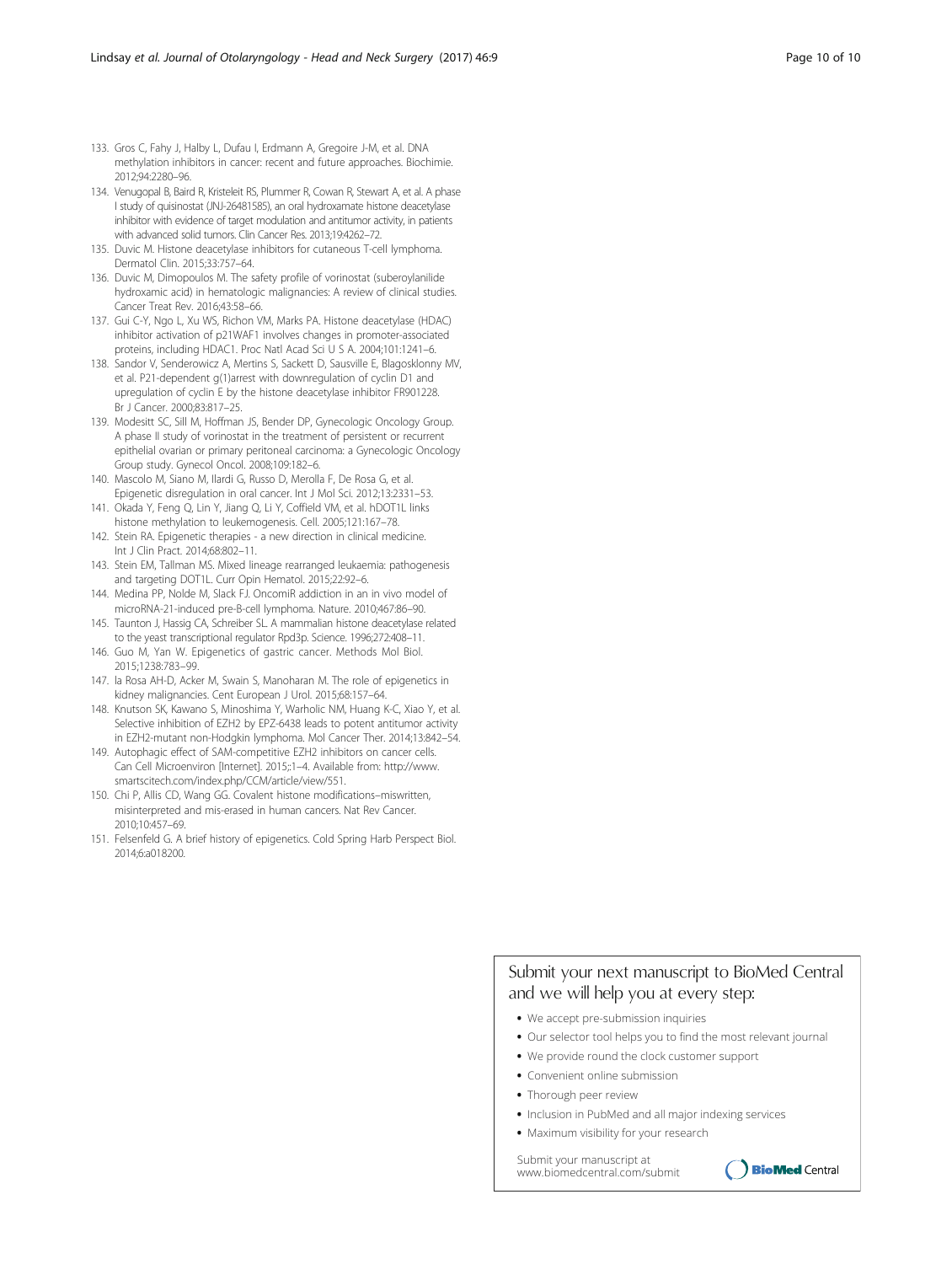133. Gros C, Fahy J, Halby L, Dufau I, Erdmann A, Gregoire J-M, et al. DNA methylation inhibitors in cancer: recent and future approaches. Biochimie. 2012;94:2280–96.
134. Venugopal B, Baird R, Kristeleit RS, Plummer R, Cowan R, Stewart A, et al. A phase I study of quisinostat (JNJ-26481585), an oral hydroxamate histone deacetylase inhibitor with evidence of target modulation and antitumor activity, in patients with advanced solid tumors. Clin Cancer Res. 2013;19:4262–72.
135. Duvic M. Histone deacetylase inhibitors for cutaneous T-cell lymphoma. Dermatol Clin. 2015;33:757–64.
136. Duvic M, Dimopoulos M. The safety profile of vorinostat (suberoylanilide hydroxamic acid) in hematologic malignancies: A review of clinical studies. Cancer Treat Rev. 2016;43:58–66.
137. Gui C-Y, Ngo L, Xu WS, Richon VM, Marks PA. Histone deacetylase (HDAC) inhibitor activation of p21WAF1 involves changes in promoter-associated proteins, including HDAC1. Proc Natl Acad Sci U S A. 2004;101:1241–6.
138. Sandor V, Senderowicz A, Mertins S, Sackett D, Sausville E, Blagosklonny MV, et al. P21-dependent g(1)arrest with downregulation of cyclin D1 and upregulation of cyclin E by the histone deacetylase inhibitor FR901228. Br J Cancer. 2000;83:817–25.
139. Modesitt SC, Sill M, Hoffman JS, Bender DP, Gynecologic Oncology Group. A phase II study of vorinostat in the treatment of persistent or recurrent epithelial ovarian or primary peritoneal carcinoma: a Gynecologic Oncology Group study. Gynecol Oncol. 2008;109:182–6.
140. Mascolo M, Siano M, Ilardi G, Russo D, Merolla F, De Rosa G, et al. Epigenetic disregulation in oral cancer. Int J Mol Sci. 2012;13:2331–53.
141. Okada Y, Feng Q, Lin Y, Jiang Q, Li Y, Coffield VM, et al. hDOT1L links histone methylation to leukemogenesis. Cell. 2005;121:167–78.
142. Stein RA. Epigenetic therapies - a new direction in clinical medicine. Int J Clin Pract. 2014;68:802–11.
143. Stein EM, Tallman MS. Mixed lineage rearranged leukaemia: pathogenesis and targeting DOT1L. Curr Opin Hematol. 2015;22:92–6.
144. Medina PP, Nolde M, Slack FJ. OncomiR addiction in an in vivo model of microRNA-21-induced pre-B-cell lymphoma. Nature. 2010;467:86–90.
145. Taunton J, Hassig CA, Schreiber SL. A mammalian histone deacetylase related to the yeast transcriptional regulator Rpd3p. Science. 1996;272:408–11.
146. Guo M, Yan W. Epigenetics of gastric cancer. Methods Mol Biol. 2015;1238:783–99.
147. la Rosa AH-D, Acker M, Swain S, Manoharan M. The role of epigenetics in kidney malignancies. Cent European J Urol. 2015;68:157–64.
148. Knutson SK, Kawano S, Minoshima Y, Warholic NM, Huang K-C, Xiao Y, et al. Selective inhibition of EZH2 by EPZ-6438 leads to potent antitumor activity in EZH2-mutant non-Hodgkin lymphoma. Mol Cancer Ther. 2014;13:842–54.
149. Autophagic effect of SAM-competitive EZH2 inhibitors on cancer cells. Can Cell Microenviron [Internet]. 2015;:1–4. Available from: http://www.smartscitech.com/index.php/CCM/article/view/551.
150. Chi P, Allis CD, Wang GG. Covalent histone modifications–miswritten, misinterpreted and mis-erased in human cancers. Nat Rev Cancer. 2010;10:457–69.
151. Felsenfeld G. A brief history of epigenetics. Cold Spring Harb Perspect Biol. 2014;6:a018200.

Submit your next manuscript to BioMed Central and we will help you at every step:

- We accept pre-submission inquiries
- Our selector tool helps you to find the most relevant journal
- We provide round the clock customer support
- Convenient online submission
- Thorough peer review
- Inclusion in PubMed and all major indexing services
- Maximum visibility for your research

Submit your manuscript at www.biomedcentral.com/submit

BioMed Central